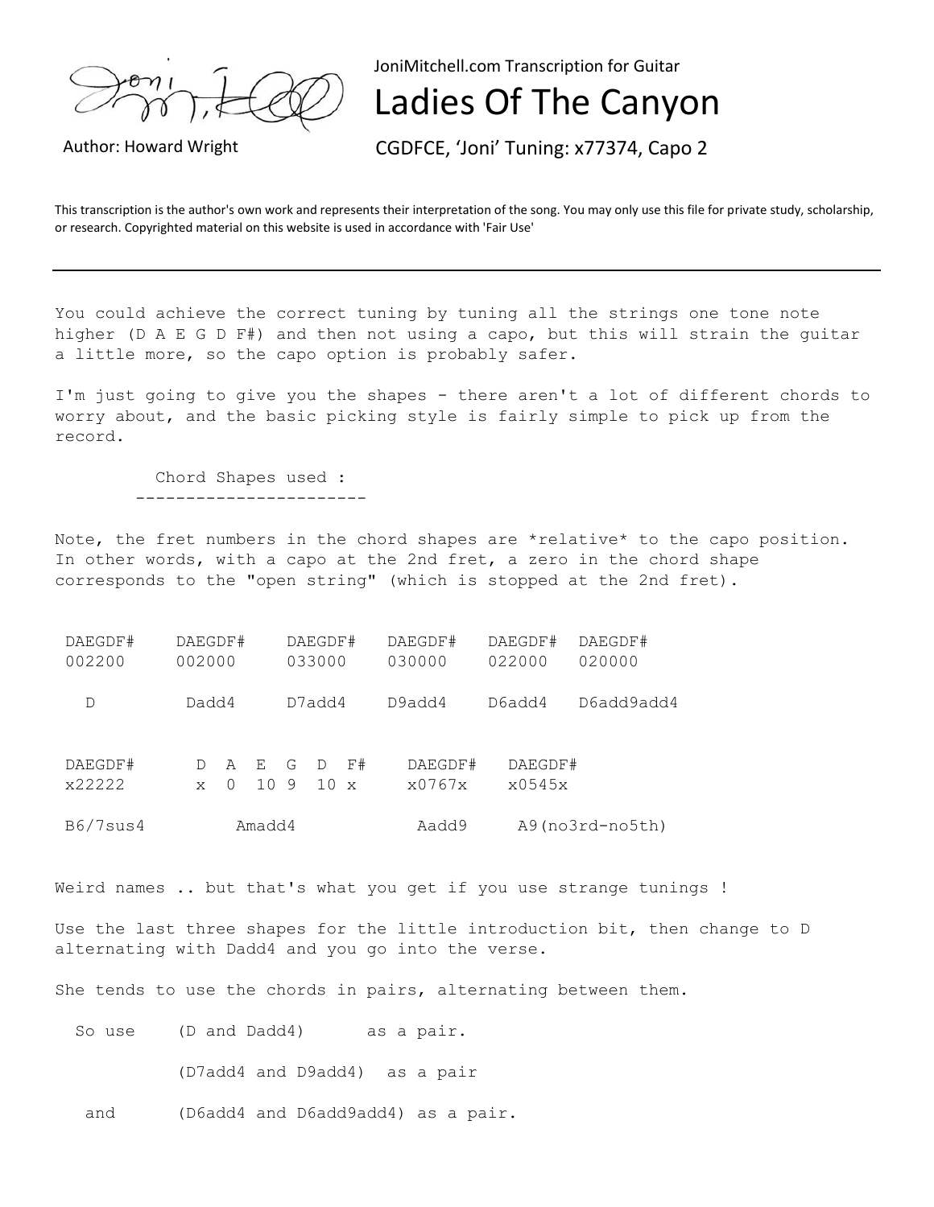JoniMitchell.com Transcription for Guitar

# Ladies Of The Canyon

Author: Howard Wright

CGDFCE, 'Joni' Tuning: x77374, Capo 2

This transcription is the author's own work and represents their interpretation of the song. You may only use this file for private study, scholarship, or research. Copyrighted material on this website is used in accordance with 'Fair Use'

---

You could achieve the correct tuning by tuning all the strings one tone note higher (D A E G D F#) and then not using a capo, but this will strain the guitar a little more, so the capo option is probably safer.

I'm just going to give you the shapes - there aren't a lot of different chords to worry about, and the basic picking style is fairly simple to pick up from the record.

```
          Chord Shapes used :
        -----------------------
```

Note, the fret numbers in the chord shapes are *relative* to the capo position. In other words, with a capo at the 2nd fret, a zero in the chord shape corresponds to the "open string" (which is stopped at the 2nd fret).

```
 DAEGDF#    DAEGDF#     DAEGDF#   DAEGDF#   DAEGDF#  DAEGDF#
 002200     002000      033000    030000    022000   020000

   D         Dadd4      D7add4    D9add4    D6add4   D6add9add4


 DAEGDF#       D  A  E  G  D  F#    DAEGDF#   DAEGDF#
 x22222        x  0  10 9  10 x     x0767x    x0545x

 B6/7sus4         Amadd4             Aadd9     A9(no3rd-no5th)
```

Weird names .. but that's what you get if you use strange tunings !

Use the last three shapes for the little introduction bit, then change to D alternating with Dadd4 and you go into the verse.

She tends to use the chords in pairs, alternating between them.

```
  So use    (D and Dadd4)      as a pair.

            (D7add4 and D9add4)  as a pair

   and      (D6add4 and D6add9add4) as a pair.
```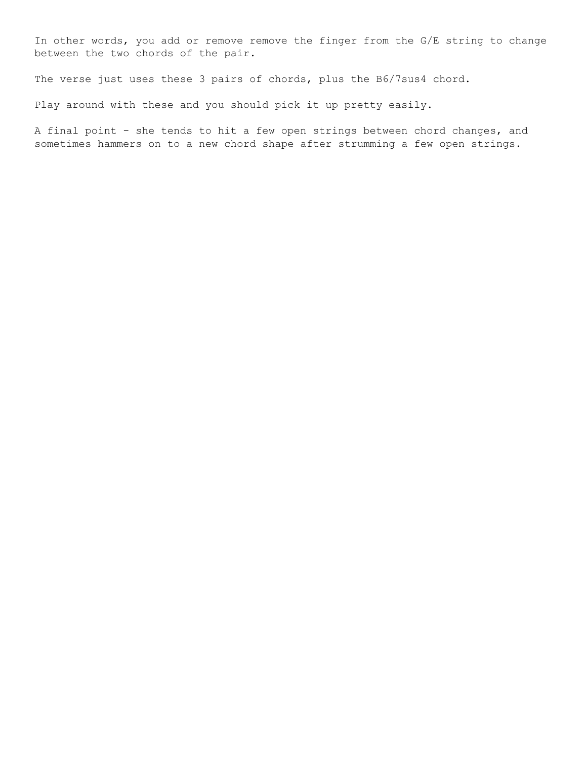In other words, you add or remove remove the finger from the G/E string to change between the two chords of the pair.

The verse just uses these 3 pairs of chords, plus the B6/7sus4 chord.

Play around with these and you should pick it up pretty easily.

A final point - she tends to hit a few open strings between chord changes, and sometimes hammers on to a new chord shape after strumming a few open strings.